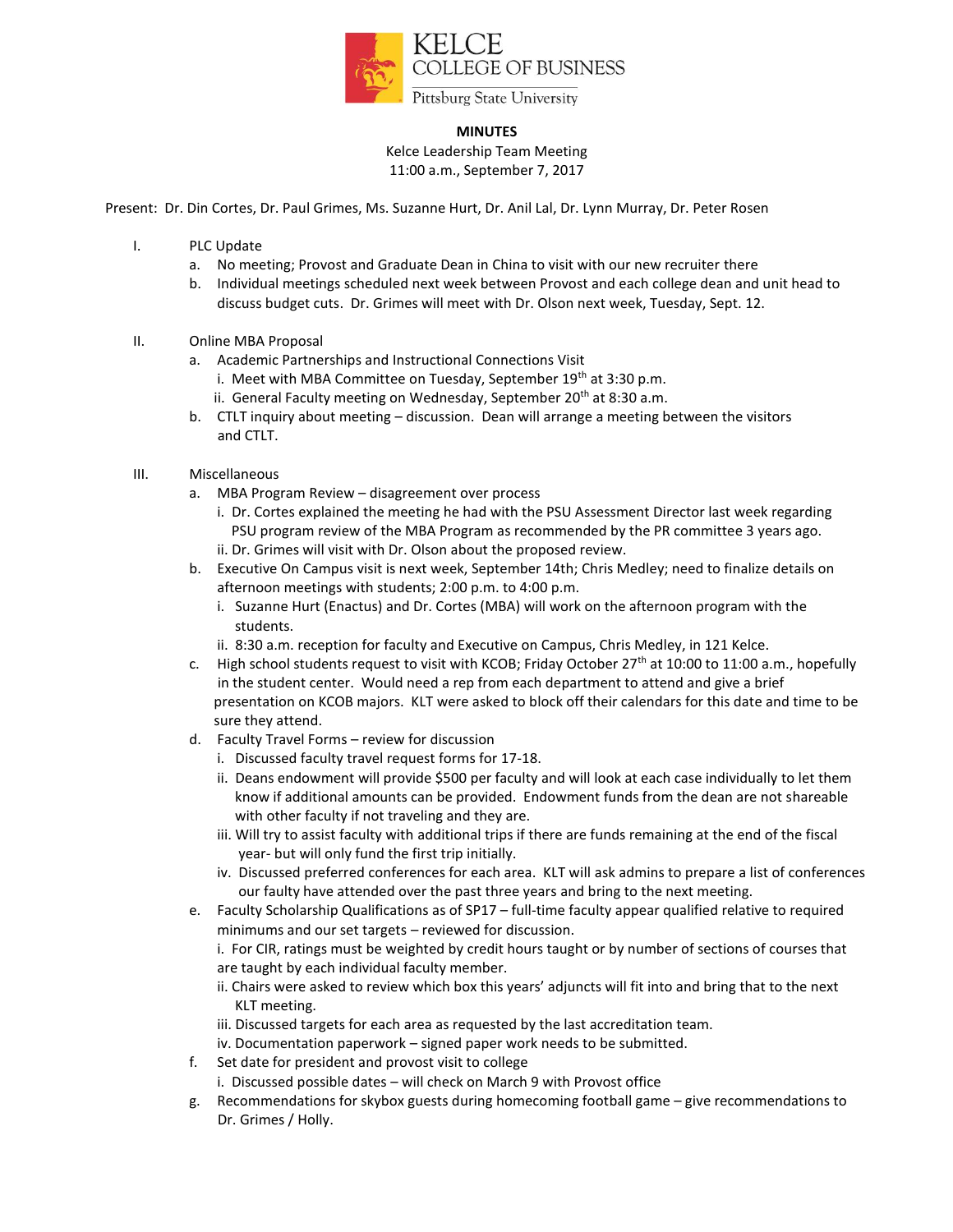KELCE COLLEGE OF BUSINESS
Pittsburg State University

**MINUTES**

Kelce Leadership Team Meeting
11:00 a.m., September 7, 2017

Present: Dr. Din Cortes, Dr. Paul Grimes, Ms. Suzanne Hurt, Dr. Anil Lal, Dr. Lynn Murray, Dr. Peter Rosen

I. PLC Update
   a. No meeting; Provost and Graduate Dean in China to visit with our new recruiter there
   b. Individual meetings scheduled next week between Provost and each college dean and unit head to discuss budget cuts. Dr. Grimes will meet with Dr. Olson next week, Tuesday, Sept. 12.

II. Online MBA Proposal
   a. Academic Partnerships and Instructional Connections Visit
      i. Meet with MBA Committee on Tuesday, September 19th at 3:30 p.m.
      ii. General Faculty meeting on Wednesday, September 20th at 8:30 a.m.
   b. CTLT inquiry about meeting – discussion. Dean will arrange a meeting between the visitors and CTLT.

III. Miscellaneous
   a. MBA Program Review – disagreement over process
      i. Dr. Cortes explained the meeting he had with the PSU Assessment Director last week regarding PSU program review of the MBA Program as recommended by the PR committee 3 years ago.
      ii. Dr. Grimes will visit with Dr. Olson about the proposed review.
   b. Executive On Campus visit is next week, September 14th; Chris Medley; need to finalize details on afternoon meetings with students; 2:00 p.m. to 4:00 p.m.
      i. Suzanne Hurt (Enactus) and Dr. Cortes (MBA) will work on the afternoon program with the students.
      ii. 8:30 a.m. reception for faculty and Executive on Campus, Chris Medley, in 121 Kelce.
   c. High school students request to visit with KCOB; Friday October 27th at 10:00 to 11:00 a.m., hopefully in the student center. Would need a rep from each department to attend and give a brief presentation on KCOB majors. KLT were asked to block off their calendars for this date and time to be sure they attend.
   d. Faculty Travel Forms – review for discussion
      i. Discussed faculty travel request forms for 17-18.
      ii. Deans endowment will provide $500 per faculty and will look at each case individually to let them know if additional amounts can be provided. Endowment funds from the dean are not shareable with other faculty if not traveling and they are.
      iii. Will try to assist faculty with additional trips if there are funds remaining at the end of the fiscal year- but will only fund the first trip initially.
      iv. Discussed preferred conferences for each area. KLT will ask admins to prepare a list of conferences our faulty have attended over the past three years and bring to the next meeting.
   e. Faculty Scholarship Qualifications as of SP17 – full-time faculty appear qualified relative to required minimums and our set targets – reviewed for discussion.
      i. For CIR, ratings must be weighted by credit hours taught or by number of sections of courses that are taught by each individual faculty member.
      ii. Chairs were asked to review which box this years' adjuncts will fit into and bring that to the next KLT meeting.
      iii. Discussed targets for each area as requested by the last accreditation team.
      iv. Documentation paperwork – signed paper work needs to be submitted.
   f. Set date for president and provost visit to college
      i. Discussed possible dates – will check on March 9 with Provost office
   g. Recommendations for skybox guests during homecoming football game – give recommendations to Dr. Grimes / Holly.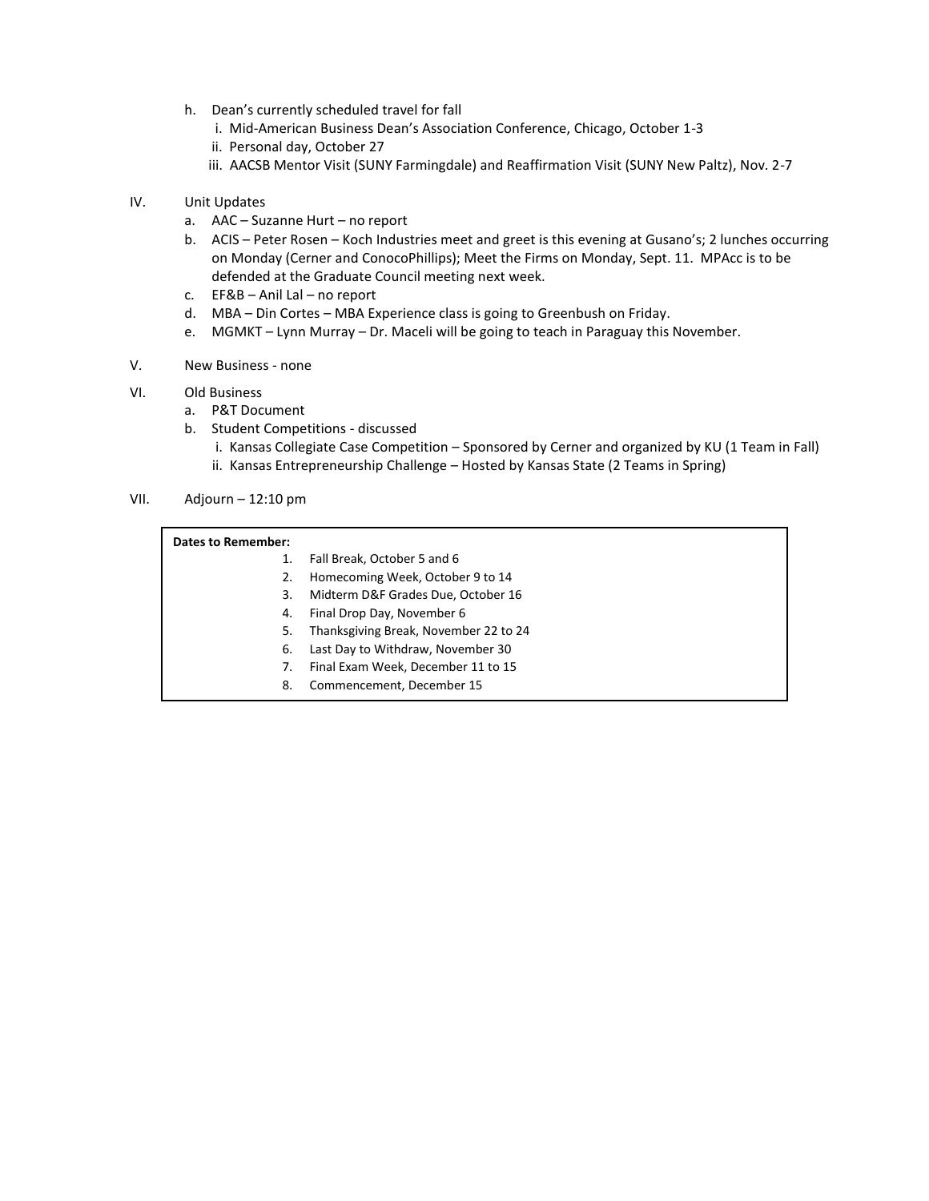h. Dean's currently scheduled travel for fall
   i. Mid-American Business Dean's Association Conference, Chicago, October 1-3
   ii. Personal day, October 27
   iii. AACSB Mentor Visit (SUNY Farmingdale) and Reaffirmation Visit (SUNY New Paltz), Nov. 2-7

IV. Unit Updates
   a. AAC – Suzanne Hurt – no report
   b. ACIS – Peter Rosen – Koch Industries meet and greet is this evening at Gusano's; 2 lunches occurring on Monday (Cerner and ConocoPhillips); Meet the Firms on Monday, Sept. 11. MPAcc is to be defended at the Graduate Council meeting next week.
   c. EF&B – Anil Lal – no report
   d. MBA – Din Cortes – MBA Experience class is going to Greenbush on Friday.
   e. MGMKT – Lynn Murray – Dr. Maceli will be going to teach in Paraguay this November.

V. New Business - none

VI. Old Business
   a. P&T Document
   b. Student Competitions - discussed
      i. Kansas Collegiate Case Competition – Sponsored by Cerner and organized by KU (1 Team in Fall)
      ii. Kansas Entrepreneurship Challenge – Hosted by Kansas State (2 Teams in Spring)

VII. Adjourn – 12:10 pm

**Dates to Remember:**

1. Fall Break, October 5 and 6
2. Homecoming Week, October 9 to 14
3. Midterm D&F Grades Due, October 16
4. Final Drop Day, November 6
5. Thanksgiving Break, November 22 to 24
6. Last Day to Withdraw, November 30
7. Final Exam Week, December 11 to 15
8. Commencement, December 15